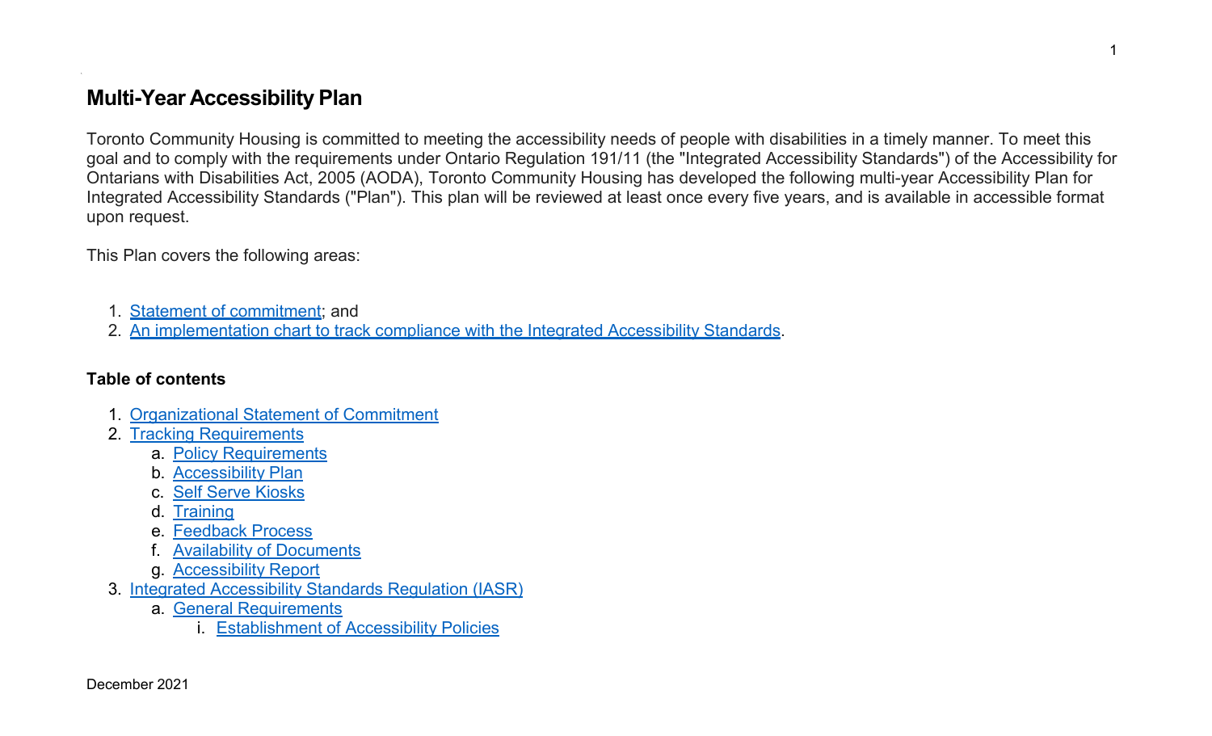# Multi-Year Accessibility Plan

Toronto Community Housing is committed to meeting the accessibility needs of people with disabilities in a timely manner. To meet this goal and to comply with the requirements under Ontario Regulation 191/11 (the "Integrated Accessibility Standards") of the Accessibility for Ontarians with Disabilities Act, 2005 (AODA), Toronto Community Housing has developed the following multi-year Accessibility Plan for Integrated Accessibility Standards ("Plan"). This plan will be reviewed at least once every five years, and is available in accessible format upon request.

This Plan covers the following areas:

1. Statement of commitment; and
2. An implementation chart to track compliance with the Integrated Accessibility Standards.

**Table of contents**

1. Organizational Statement of Commitment
2. Tracking Requirements
   a. Policy Requirements
   b. Accessibility Plan
   c. Self Serve Kiosks
   d. Training
   e. Feedback Process
   f. Availability of Documents
   g. Accessibility Report
3. Integrated Accessibility Standards Regulation (IASR)
   a. General Requirements
      i. Establishment of Accessibility Policies

December 2021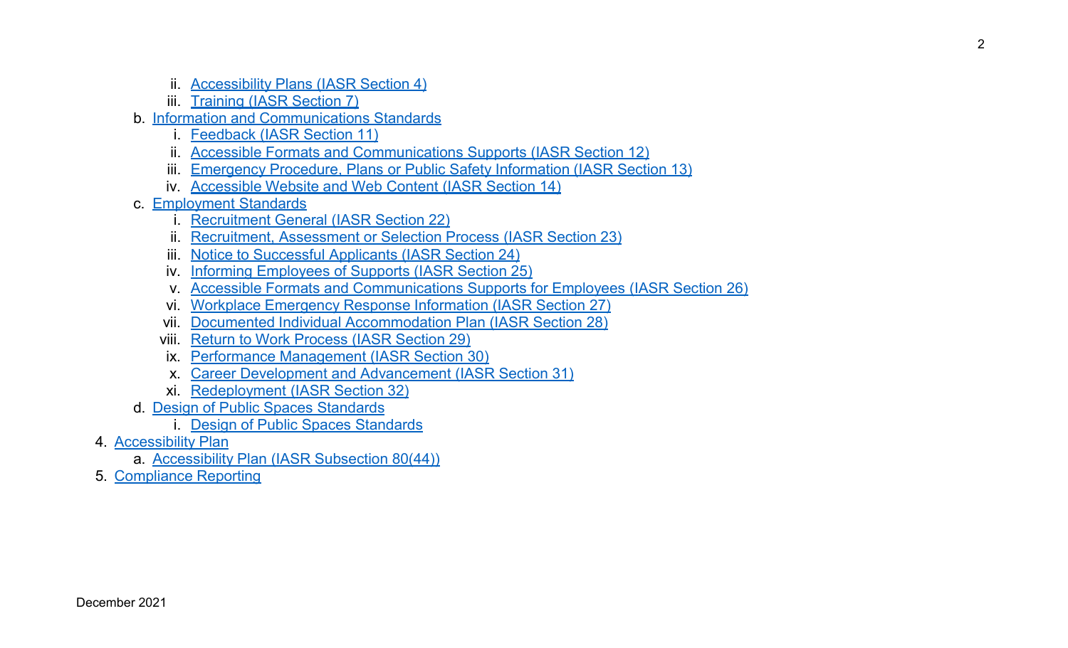- ii. Accessibility Plans (IASR Section 4)
  - iii. Training (IASR Section 7)
- b. Information and Communications Standards
  - i. Feedback (IASR Section 11)
  - ii. Accessible Formats and Communications Supports (IASR Section 12)
  - iii. Emergency Procedure, Plans or Public Safety Information (IASR Section 13)
  - iv. Accessible Website and Web Content (IASR Section 14)
- c. Employment Standards
  - i. Recruitment General (IASR Section 22)
  - ii. Recruitment, Assessment or Selection Process (IASR Section 23)
  - iii. Notice to Successful Applicants (IASR Section 24)
  - iv. Informing Employees of Supports (IASR Section 25)
  - v. Accessible Formats and Communications Supports for Employees (IASR Section 26)
  - vi. Workplace Emergency Response Information (IASR Section 27)
  - vii. Documented Individual Accommodation Plan (IASR Section 28)
  - viii. Return to Work Process (IASR Section 29)
  - ix. Performance Management (IASR Section 30)
  - x. Career Development and Advancement (IASR Section 31)
  - xi. Redeployment (IASR Section 32)
- d. Design of Public Spaces Standards
  - i. Design of Public Spaces Standards

4. Accessibility Plan
   - a. Accessibility Plan (IASR Subsection 80(44))
5. Compliance Reporting

December 2021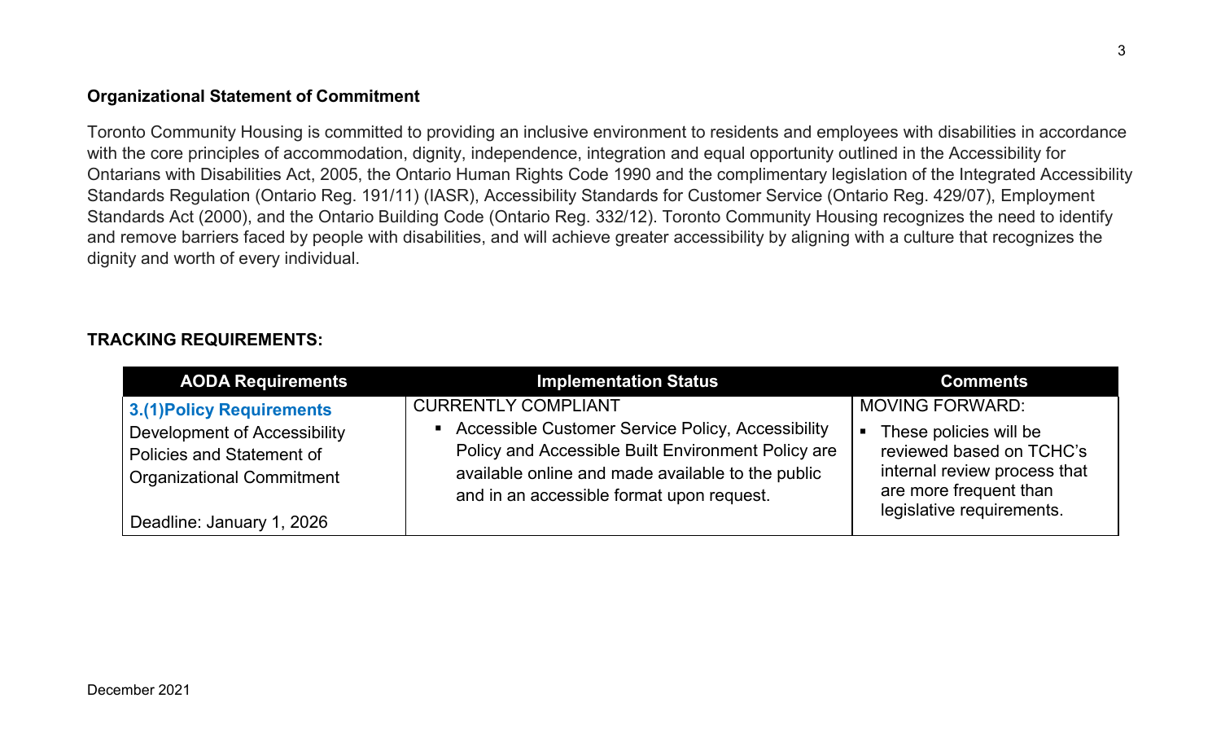## Organizational Statement of Commitment

Toronto Community Housing is committed to providing an inclusive environment to residents and employees with disabilities in accordance with the core principles of accommodation, dignity, independence, integration and equal opportunity outlined in the Accessibility for Ontarians with Disabilities Act, 2005, the Ontario Human Rights Code 1990 and the complimentary legislation of the Integrated Accessibility Standards Regulation (Ontario Reg. 191/11) (IASR), Accessibility Standards for Customer Service (Ontario Reg. 429/07), Employment Standards Act (2000), and the Ontario Building Code (Ontario Reg. 332/12). Toronto Community Housing recognizes the need to identify and remove barriers faced by people with disabilities, and will achieve greater accessibility by aligning with a culture that recognizes the dignity and worth of every individual.

## TRACKING REQUIREMENTS:

| AODA Requirements | Implementation Status | Comments |
|---|---|---|
| **3.(1)Policy Requirements**<br>Development of Accessibility Policies and Statement of Organizational Commitment<br><br>Deadline: January 1, 2026 | CURRENTLY COMPLIANT<br>▪ Accessible Customer Service Policy, Accessibility Policy and Accessible Built Environment Policy are available online and made available to the public and in an accessible format upon request. | MOVING FORWARD:<br>▪ These policies will be reviewed based on TCHC's internal review process that are more frequent than legislative requirements. |

December 2021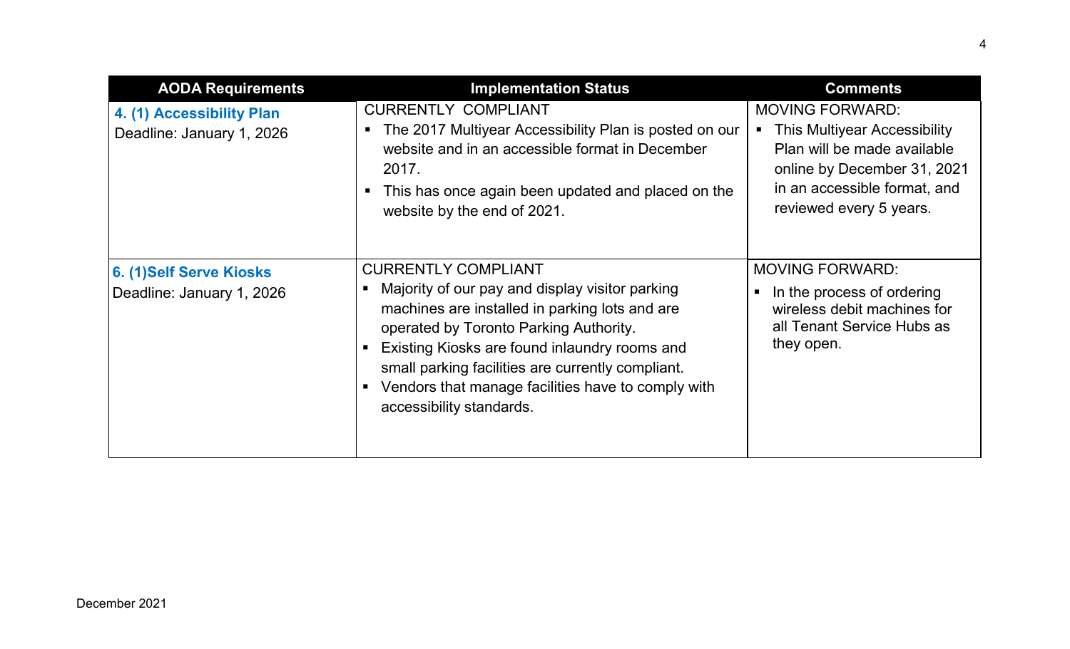| AODA Requirements | Implementation Status | Comments |
| --- | --- | --- |
| **4. (1) Accessibility Plan**<br>Deadline: January 1, 2026 | CURRENTLY COMPLIANT<br>▪ The 2017 Multiyear Accessibility Plan is posted on our website and in an accessible format in December 2017.<br>▪ This has once again been updated and placed on the website by the end of 2021. | MOVING FORWARD:<br>▪ This Multiyear Accessibility Plan will be made available online by December 31, 2021 in an accessible format, and reviewed every 5 years. |
| **6. (1)Self Serve Kiosks**<br>Deadline: January 1, 2026 | CURRENTLY COMPLIANT<br>▪ Majority of our pay and display visitor parking machines are installed in parking lots and are operated by Toronto Parking Authority.<br>▪ Existing Kiosks are found inlaundry rooms and small parking facilities are currently compliant.<br>▪ Vendors that manage facilities have to comply with accessibility standards. | MOVING FORWARD:<br>▪ In the process of ordering wireless debit machines for all Tenant Service Hubs as they open. |

December 2021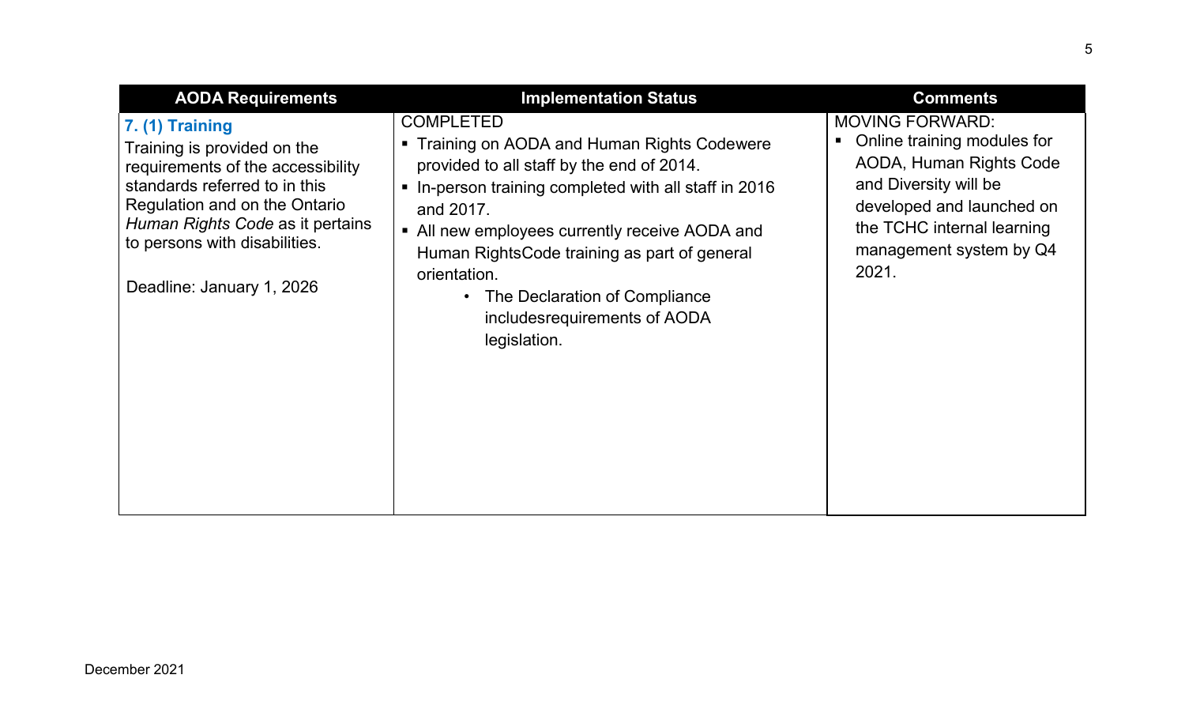| AODA Requirements | Implementation Status | Comments |
|---|---|---|
| **7. (1) Training**<br>Training is provided on the requirements of the accessibility standards referred to in this Regulation and on the Ontario *Human Rights Code* as it pertains to persons with disabilities.<br><br>Deadline: January 1, 2026 | COMPLETED<br>▪ Training on AODA and Human Rights Codewere provided to all staff by the end of 2014.<br>▪ In-person training completed with all staff in 2016 and 2017.<br>▪ All new employees currently receive AODA and Human RightsCode training as part of general orientation.<br>• The Declaration of Compliance includesrequirements of AODA legislation. | MOVING FORWARD:<br>▪ Online training modules for AODA, Human Rights Code and Diversity will be developed and launched on the TCHC internal learning management system by Q4 2021. |

December 2021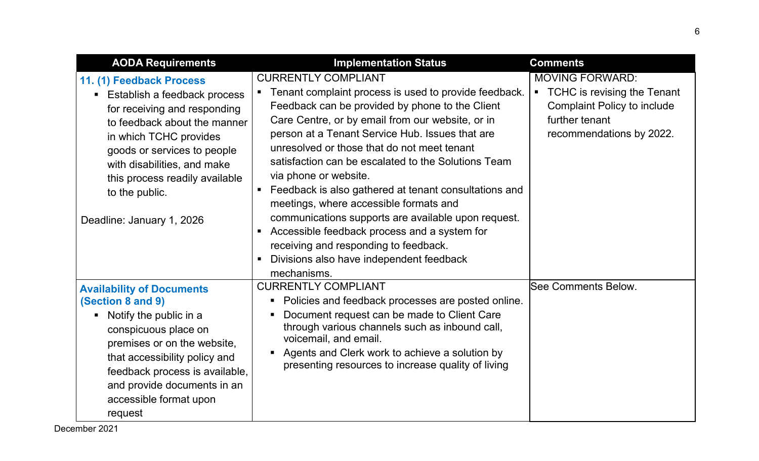| AODA Requirements | Implementation Status | Comments |
|---|---|---|
| **11. (1) Feedback Process**<br>▪ Establish a feedback process for receiving and responding to feedback about the manner in which TCHC provides goods or services to people with disabilities, and make this process readily available to the public.<br><br>Deadline: January 1, 2026 | CURRENTLY COMPLIANT<br>▪ Tenant complaint process is used to provide feedback. Feedback can be provided by phone to the Client Care Centre, or by email from our website, or in person at a Tenant Service Hub. Issues that are unresolved or those that do not meet tenant satisfaction can be escalated to the Solutions Team via phone or website.<br>▪ Feedback is also gathered at tenant consultations and meetings, where accessible formats and communications supports are available upon request.<br>▪ Accessible feedback process and a system for receiving and responding to feedback.<br>▪ Divisions also have independent feedback mechanisms. | MOVING FORWARD:<br>▪ TCHC is revising the Tenant Complaint Policy to include further tenant recommendations by 2022. |
| **Availability of Documents (Section 8 and 9)**<br>▪ Notify the public in a conspicuous place on premises or on the website, that accessibility policy and feedback process is available, and provide documents in an accessible format upon request | CURRENTLY COMPLIANT<br>▪ Policies and feedback processes are posted online.<br>▪ Document request can be made to Client Care through various channels such as inbound call, voicemail, and email.<br>▪ Agents and Clerk work to achieve a solution by presenting resources to increase quality of living | See Comments Below. |

December 2021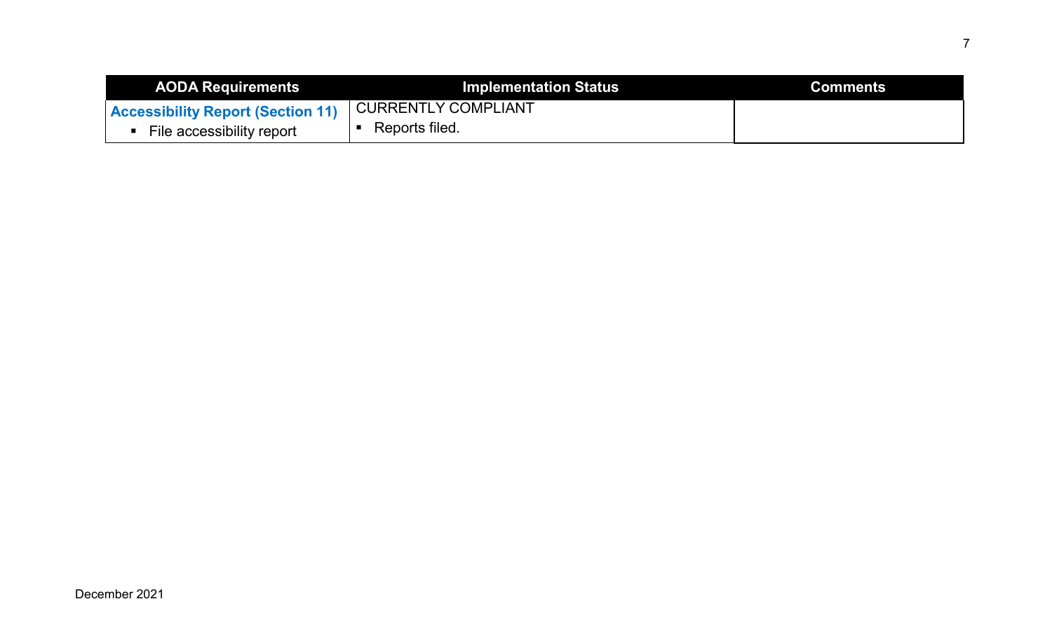| AODA Requirements | Implementation Status | Comments |
|---|---|---|
| **Accessibility Report (Section 11)**<br>▪ File accessibility report | CURRENTLY COMPLIANT<br>▪ Reports filed. | |

December 2021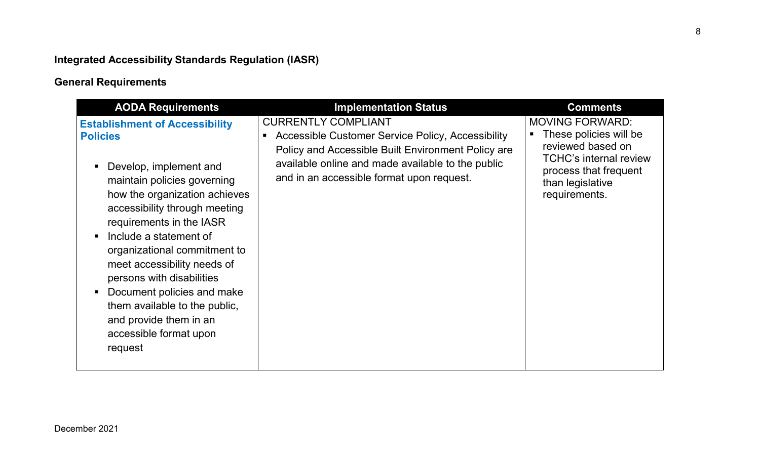## Integrated Accessibility Standards Regulation (IASR)

### General Requirements

| AODA Requirements | Implementation Status | Comments |
|---|---|---|
| **Establishment of Accessibility Policies**<br><br>▪ Develop, implement and maintain policies governing how the organization achieves accessibility through meeting requirements in the IASR<br>▪ Include a statement of organizational commitment to meet accessibility needs of persons with disabilities<br>▪ Document policies and make them available to the public, and provide them in an accessible format upon request | CURRENTLY COMPLIANT<br>▪ Accessible Customer Service Policy, Accessibility Policy and Accessible Built Environment Policy are available online and made available to the public and in an accessible format upon request. | MOVING FORWARD:<br>▪ These policies will be reviewed based on TCHC's internal review process that frequent than legislative requirements. |

December 2021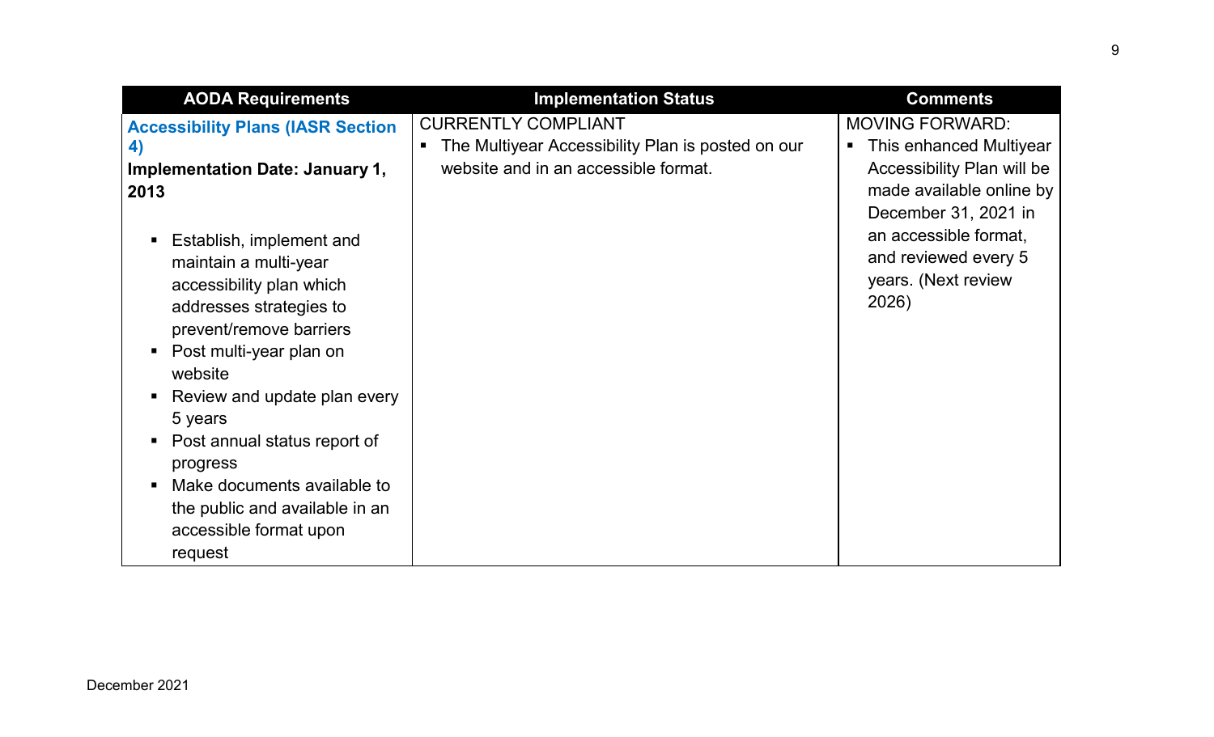| AODA Requirements | Implementation Status | Comments |
|---|---|---|
| **Accessibility Plans (IASR Section 4)**<br>**Implementation Date: January 1, 2013**<br><br>▪ Establish, implement and maintain a multi-year accessibility plan which addresses strategies to prevent/remove barriers<br>▪ Post multi-year plan on website<br>▪ Review and update plan every 5 years<br>▪ Post annual status report of progress<br>▪ Make documents available to the public and available in an accessible format upon request | CURRENTLY COMPLIANT<br>▪ The Multiyear Accessibility Plan is posted on our website and in an accessible format. | MOVING FORWARD:<br>▪ This enhanced Multiyear Accessibility Plan will be made available online by December 31, 2021 in an accessible format, and reviewed every 5 years. (Next review 2026) |

December 2021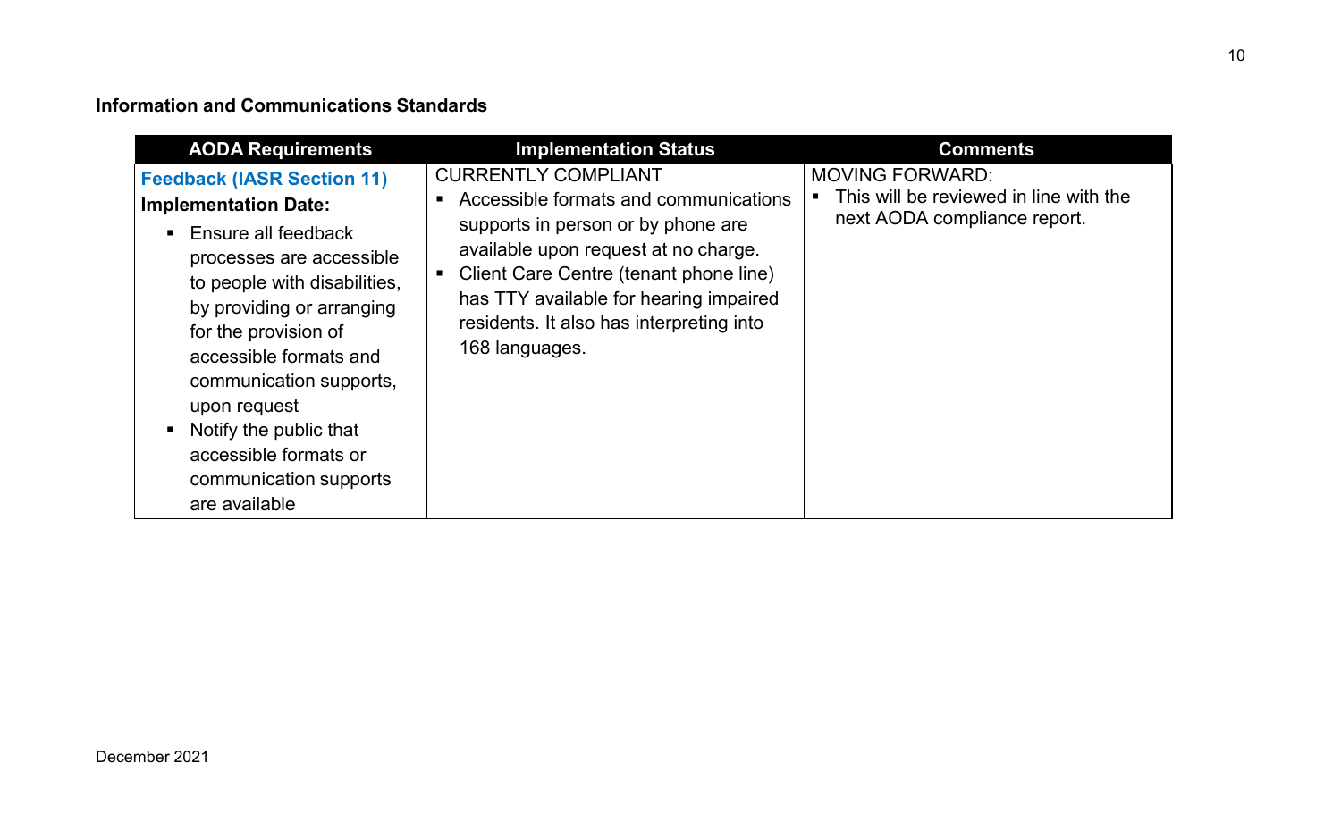**Information and Communications Standards**

| AODA Requirements | Implementation Status | Comments |
| --- | --- | --- |
| **Feedback (IASR Section 11)**<br>**Implementation Date:**<br>▪ Ensure all feedback processes are accessible to people with disabilities, by providing or arranging for the provision of accessible formats and communication supports, upon request<br>▪ Notify the public that accessible formats or communication supports are available | CURRENTLY COMPLIANT<br>▪ Accessible formats and communications supports in person or by phone are available upon request at no charge.<br>▪ Client Care Centre (tenant phone line) has TTY available for hearing impaired residents. It also has interpreting into 168 languages. | MOVING FORWARD:<br>▪ This will be reviewed in line with the next AODA compliance report. |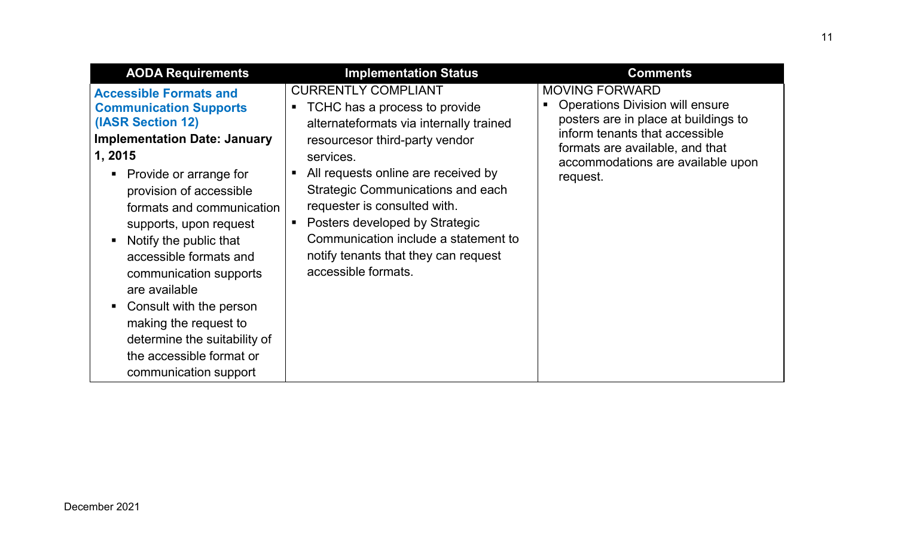| AODA Requirements | Implementation Status | Comments |
| --- | --- | --- |
| **Accessible Formats and Communication Supports (IASR Section 12)**<br>**Implementation Date: January 1, 2015**<br>▪ Provide or arrange for provision of accessible formats and communication supports, upon request<br>▪ Notify the public that accessible formats and communication supports are available<br>▪ Consult with the person making the request to determine the suitability of the accessible format or communication support | CURRENTLY COMPLIANT<br>▪ TCHC has a process to provide alternateformats via internally trained resourcesor third-party vendor services.<br>▪ All requests online are received by Strategic Communications and each requester is consulted with.<br>▪ Posters developed by Strategic Communication include a statement to notify tenants that they can request accessible formats. | MOVING FORWARD<br>▪ Operations Division will ensure posters are in place at buildings to inform tenants that accessible formats are available, and that accommodations are available upon request. |

December 2021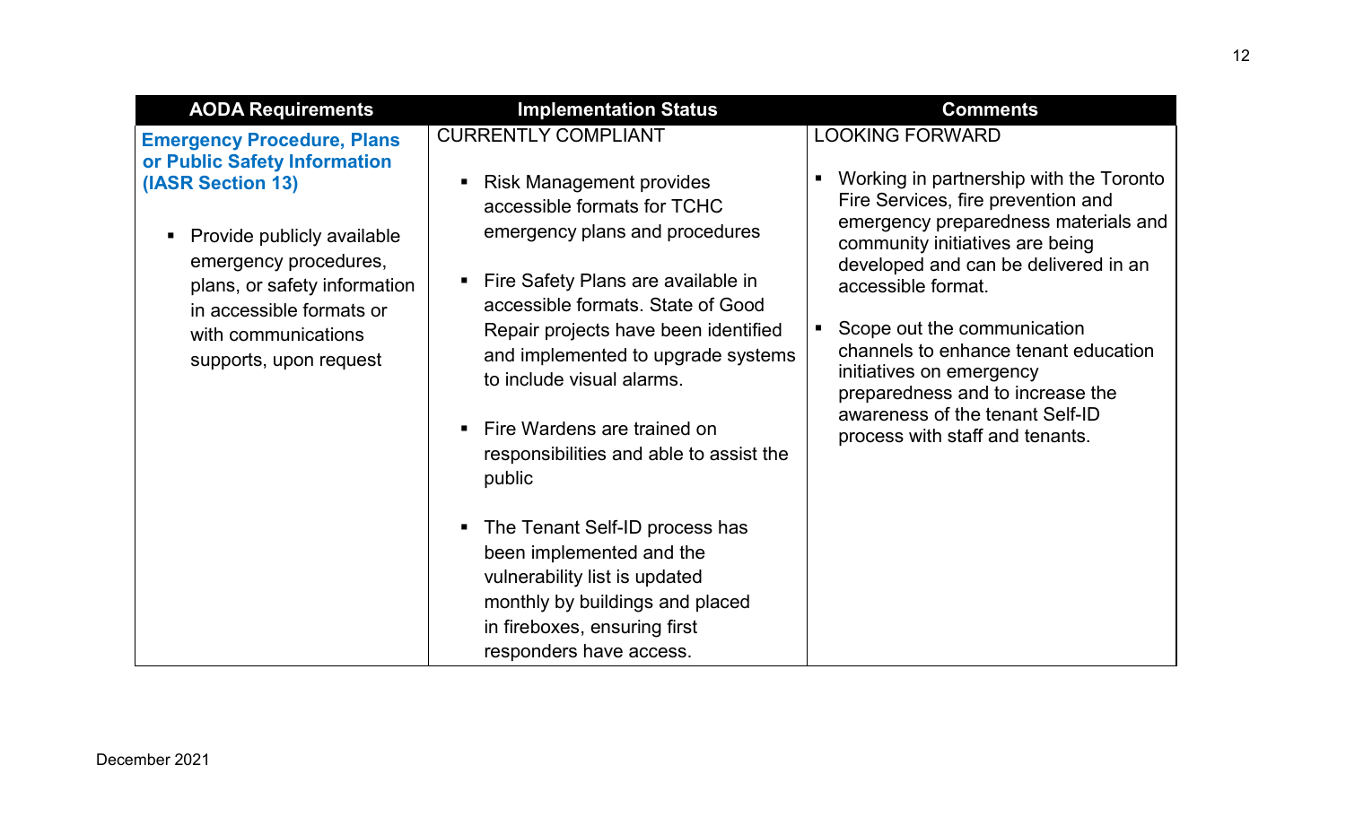| AODA Requirements | Implementation Status | Comments |
|---|---|---|
| **Emergency Procedure, Plans or Public Safety Information (IASR Section 13)**<br><br>▪ Provide publicly available emergency procedures, plans, or safety information in accessible formats or with communications supports, upon request | CURRENTLY COMPLIANT<br><br>▪ Risk Management provides accessible formats for TCHC emergency plans and procedures<br><br>▪ Fire Safety Plans are available in accessible formats. State of Good Repair projects have been identified and implemented to upgrade systems to include visual alarms.<br><br>▪ Fire Wardens are trained on responsibilities and able to assist the public<br><br>▪ The Tenant Self-ID process has been implemented and the vulnerability list is updated monthly by buildings and placed in fireboxes, ensuring first responders have access. | LOOKING FORWARD<br><br>▪ Working in partnership with the Toronto Fire Services, fire prevention and emergency preparedness materials and community initiatives are being developed and can be delivered in an accessible format.<br><br>▪ Scope out the communication channels to enhance tenant education initiatives on emergency preparedness and to increase the awareness of the tenant Self-ID process with staff and tenants. |

December 2021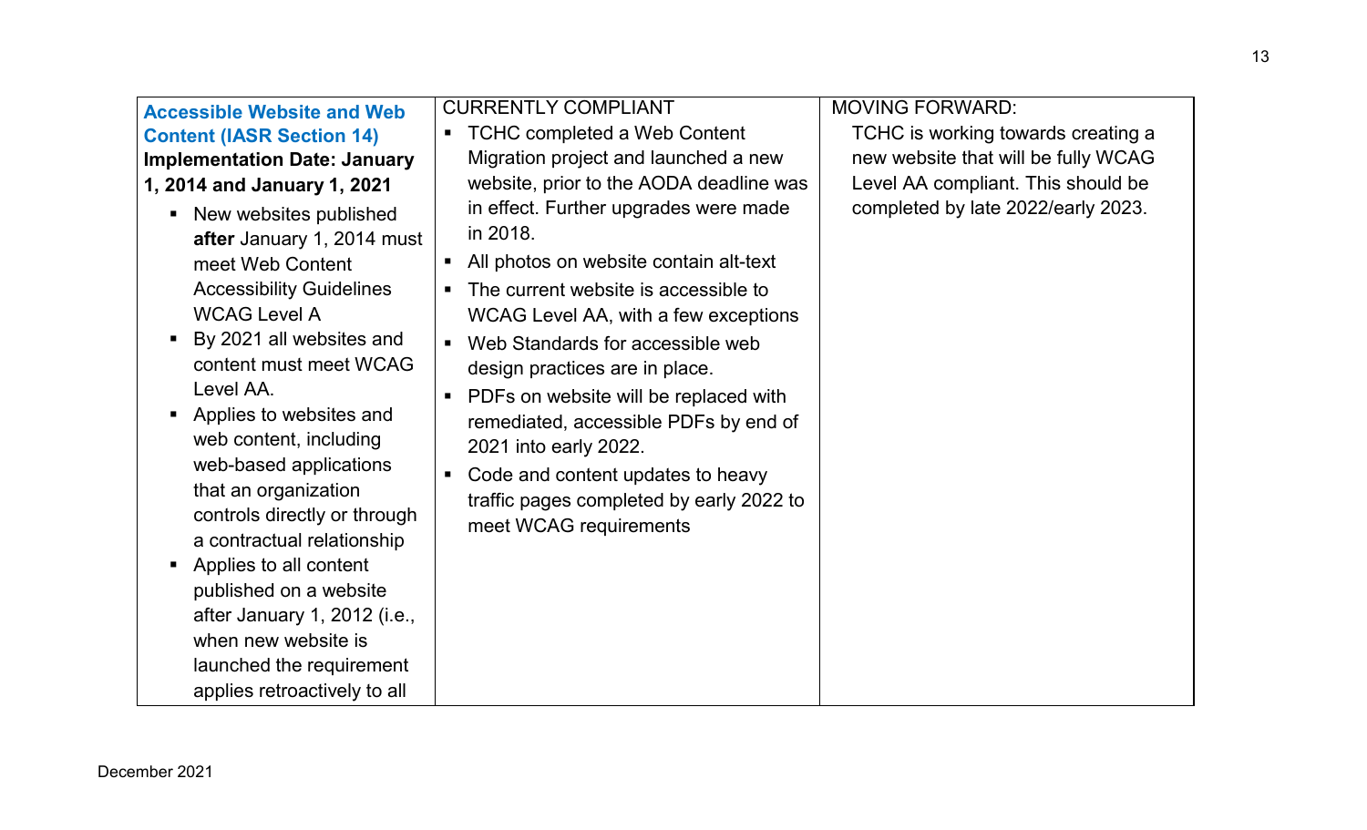| **Accessible Website and Web Content (IASR Section 14)**<br>**Implementation Date: January 1, 2014 and January 1, 2021**<br>▪ New websites published **after** January 1, 2014 must meet Web Content Accessibility Guidelines WCAG Level A<br>▪ By 2021 all websites and content must meet WCAG Level AA.<br>▪ Applies to websites and web content, including web-based applications that an organization controls directly or through a contractual relationship<br>▪ Applies to all content published on a website after January 1, 2012 (i.e., when new website is launched the requirement applies retroactively to all | CURRENTLY COMPLIANT<br>▪ TCHC completed a Web Content Migration project and launched a new website, prior to the AODA deadline was in effect. Further upgrades were made in 2018.<br>▪ All photos on website contain alt-text<br>▪ The current website is accessible to WCAG Level AA, with a few exceptions<br>▪ Web Standards for accessible web design practices are in place.<br>▪ PDFs on website will be replaced with remediated, accessible PDFs by end of 2021 into early 2022.<br>▪ Code and content updates to heavy traffic pages completed by early 2022 to meet WCAG requirements | MOVING FORWARD:<br>TCHC is working towards creating a new website that will be fully WCAG Level AA compliant. This should be completed by late 2022/early 2023. |
|---|---|---|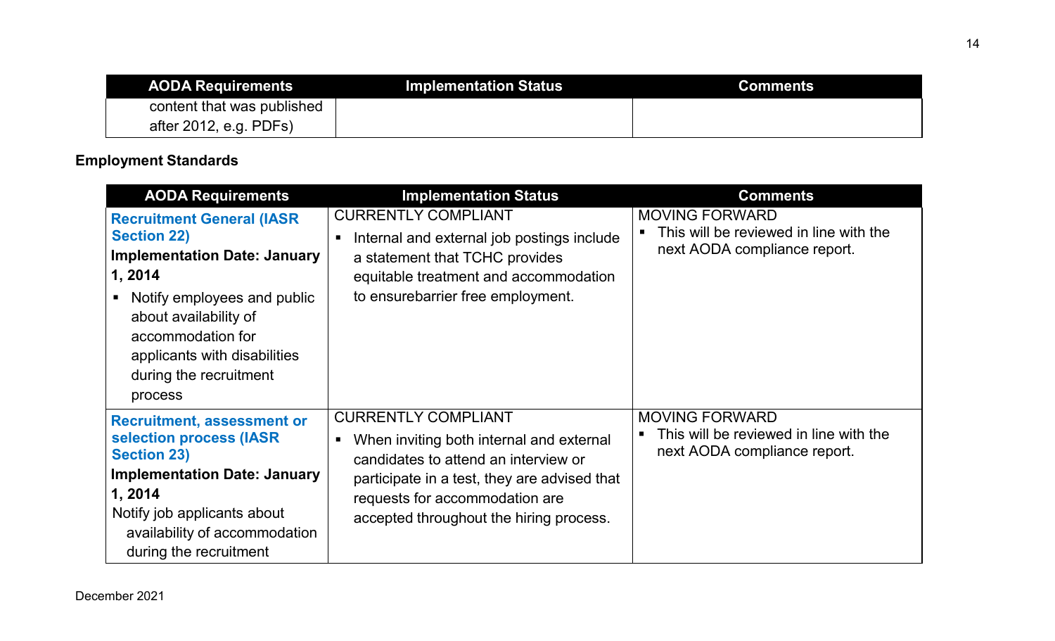| AODA Requirements | Implementation Status | Comments |
|---|---|---|
| content that was published after 2012, e.g. PDFs) | | |

**Employment Standards**

| AODA Requirements | Implementation Status | Comments |
|---|---|---|
| **Recruitment General (IASR Section 22)**<br>**Implementation Date: January 1, 2014**<br>▪ Notify employees and public about availability of accommodation for applicants with disabilities during the recruitment process | CURRENTLY COMPLIANT<br>▪ Internal and external job postings include a statement that TCHC provides equitable treatment and accommodation to ensurebarrier free employment. | MOVING FORWARD<br>▪ This will be reviewed in line with the next AODA compliance report. |
| **Recruitment, assessment or selection process (IASR Section 23)**<br>**Implementation Date: January 1, 2014**<br>Notify job applicants about availability of accommodation during the recruitment | CURRENTLY COMPLIANT<br>▪ When inviting both internal and external candidates to attend an interview or participate in a test, they advised that requests for accommodation are accepted throughout the hiring process. | MOVING FORWARD<br>▪ This will be reviewed in line with the next AODA compliance report. |

December 2021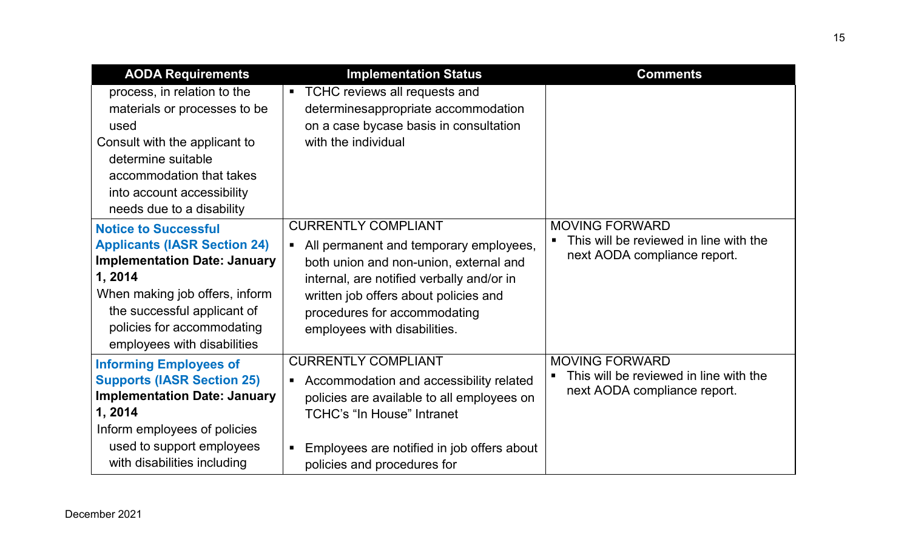| AODA Requirements | Implementation Status | Comments |
|---|---|---|
| process, in relation to the materials or processes to be used<br>Consult with the applicant to determine suitable accommodation that takes into account accessibility needs due to a disability | ▪ TCHC reviews all requests and determinesappropriate accommodation on a case bycase basis in consultation with the individual | |
| **Notice to Successful Applicants (IASR Section 24)**<br>**Implementation Date: January 1, 2014**<br>When making job offers, inform the successful applicant of policies for accommodating employees with disabilities | CURRENTLY COMPLIANT<br>▪ All permanent and temporary employees, both union and non-union, external and internal, are notified verbally and/or in written job offers about policies and procedures for accommodating employees with disabilities. | MOVING FORWARD<br>▪ This will be reviewed in line with the next AODA compliance report. |
| **Informing Employees of Supports (IASR Section 25)**<br>**Implementation Date: January 1, 2014**<br>Inform employees of policies used to support employees with disabilities including | CURRENTLY COMPLIANT<br>▪ Accommodation and accessibility related policies are available to all employees on TCHC's "In House" Intranet<br>▪ Employees are notified in job offers about policies and procedures for | MOVING FORWARD<br>▪ This will be reviewed in line with the next AODA compliance report. |

December 2021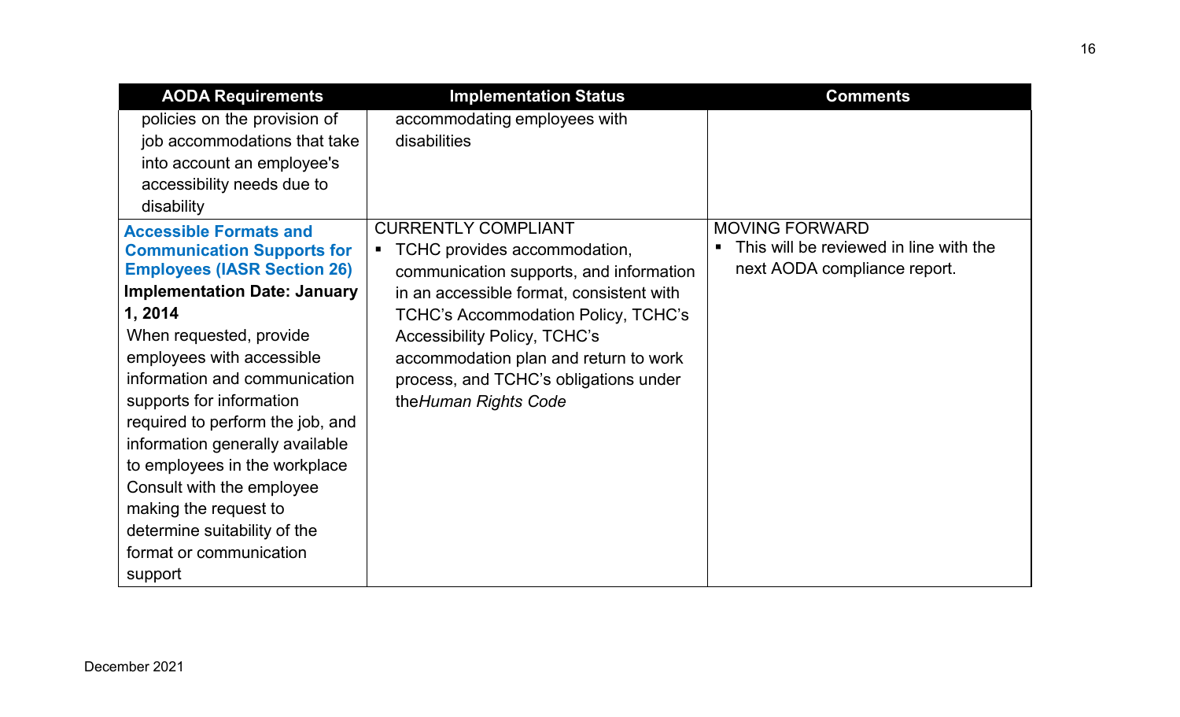| AODA Requirements | Implementation Status | Comments |
| --- | --- | --- |
| policies on the provision of job accommodations that take into account an employee's accessibility needs due to disability | accommodating employees with disabilities | |
| **Accessible Formats and Communication Supports for Employees (IASR Section 26)**<br>**Implementation Date: January 1, 2014**<br>When requested, provide employees with accessible information and communication supports for information required to perform the job, and information generally available to employees in the workplace<br>Consult with the employee making the request to determine suitability of the format or communication support | CURRENTLY COMPLIANT<br>▪ TCHC provides accommodation, communication supports, and information in an accessible format, consistent with TCHC's Accommodation Policy, TCHC's Accessibility Policy, TCHC's accommodation plan and return to work process, and TCHC's obligations under the*Human Rights Code* | MOVING FORWARD<br>▪ This will be reviewed in line with the next AODA compliance report. |

December 2021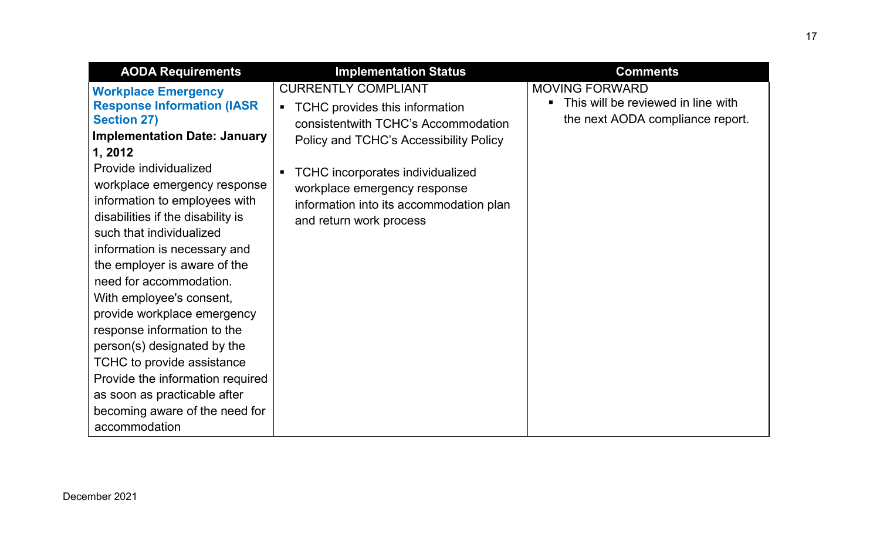| AODA Requirements | Implementation Status | Comments |
| --- | --- | --- |
| **Workplace Emergency Response Information (IASR Section 27)** **Implementation Date: January 1, 2012** Provide individualized workplace emergency response information to employees with disabilities if the disability is such that individualized information is necessary and the employer is aware of the need for accommodation. With employee's consent, provide workplace emergency response information to the person(s) designated by the TCHC to provide assistance Provide the information required as soon as practicable after becoming aware of the need for accommodation | CURRENTLY COMPLIANT<br>▪ TCHC provides this information consistentwith TCHC's Accommodation Policy and TCHC's Accessibility Policy<br>▪ TCHC incorporates individualized workplace emergency response information into its accommodation plan and return work process | MOVING FORWARD<br>▪ This will be reviewed in line with the next AODA compliance report. |

December 2021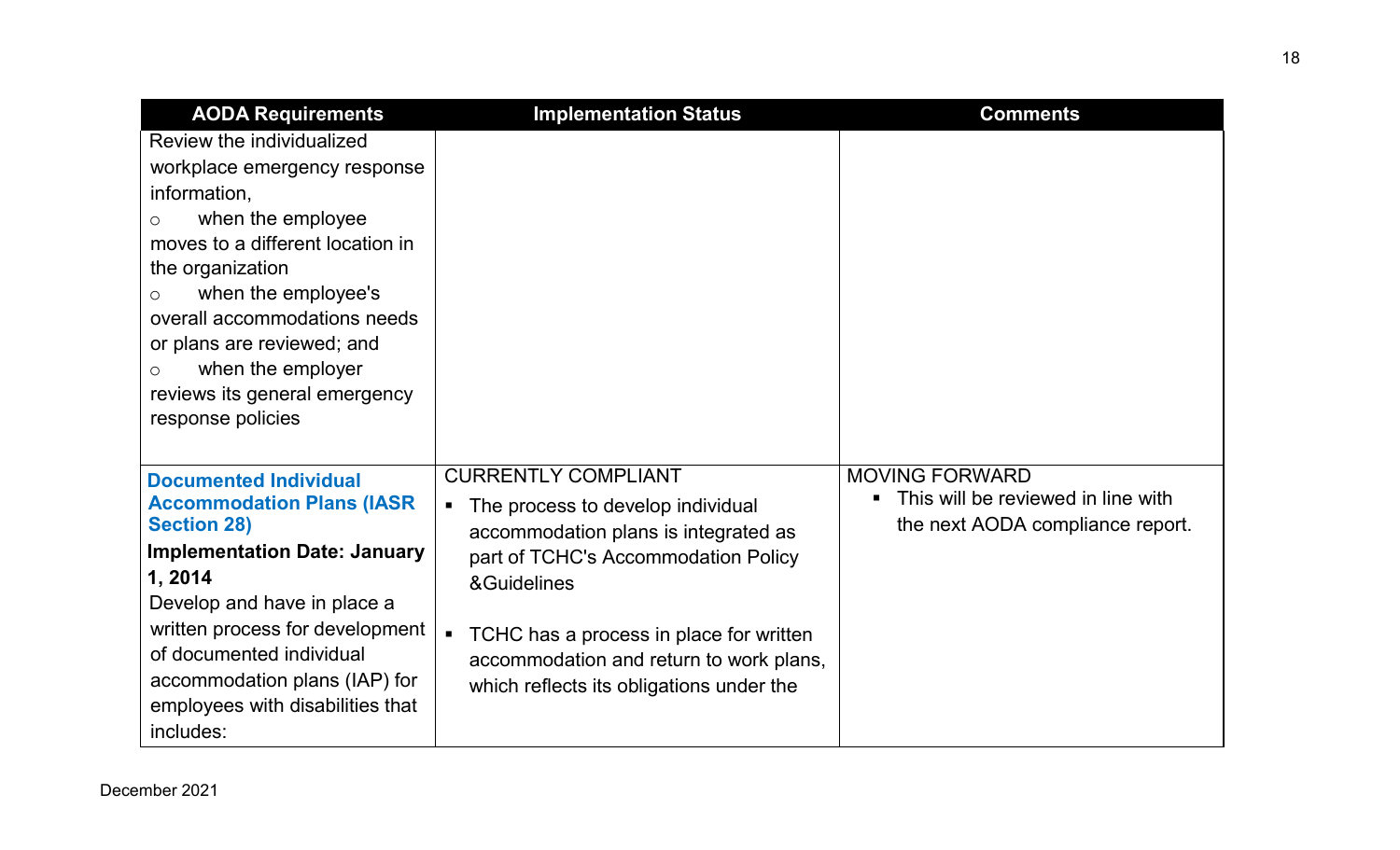| AODA Requirements | Implementation Status | Comments |
|---|---|---|
| Review the individualized workplace emergency response information,<br>○ when the employee moves to a different location in the organization<br>○ when the employee's overall accommodations needs or plans are reviewed; and<br>○ when the employer reviews its general emergency response policies | | |
| **Documented Individual Accommodation Plans (IASR Section 28)**<br>**Implementation Date: January 1, 2014**<br>Develop and have in place a written process for development of documented individual accommodation plans (IAP) for employees with disabilities that includes: | CURRENTLY COMPLIANT<br>▪ The process to develop individual accommodation plans is integrated as part of TCHC's Accommodation Policy &Guidelines<br>▪ TCHC has a process in place for written accommodation and return to work plans, which reflects its obligations under the | MOVING FORWARD<br>▪ This will be reviewed in line with the next AODA compliance report. |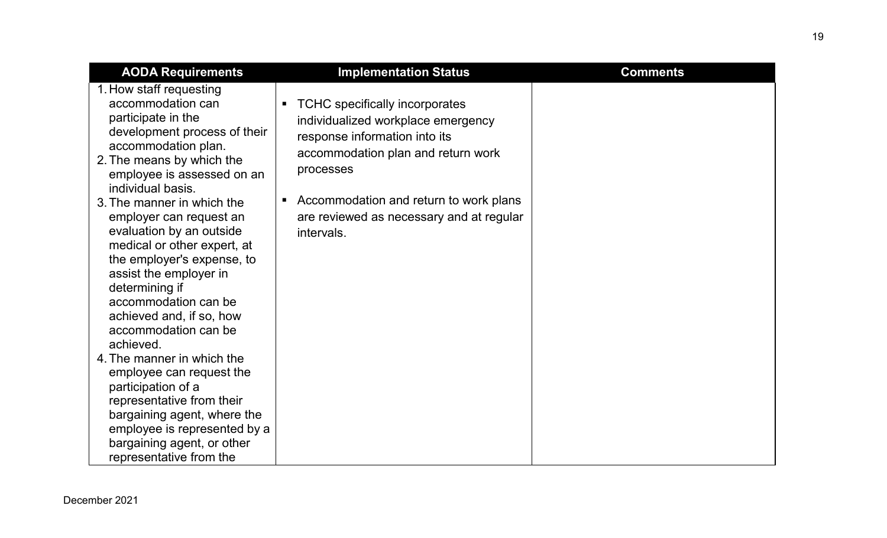| AODA Requirements | Implementation Status | Comments |
|---|---|---|
| 1. How staff requesting accommodation can participate in the development process of their accommodation plan.<br>2. The means by which the employee is assessed on an individual basis.<br>3. The manner in which the employer can request an evaluation by an outside medical or other expert, at the employer's expense, to assist the employer in determining if accommodation can be achieved and, if so, how accommodation can be achieved.<br>4. The manner in which the employee can request the participation of a representative from their bargaining agent, where the employee is represented by a bargaining agent, or other representative from the | ▪ TCHC specifically incorporates individualized workplace emergency response information into its accommodation plan and return work processes<br><br>▪ Accommodation and return to work plans are reviewed as necessary and at regular intervals. | |

December 2021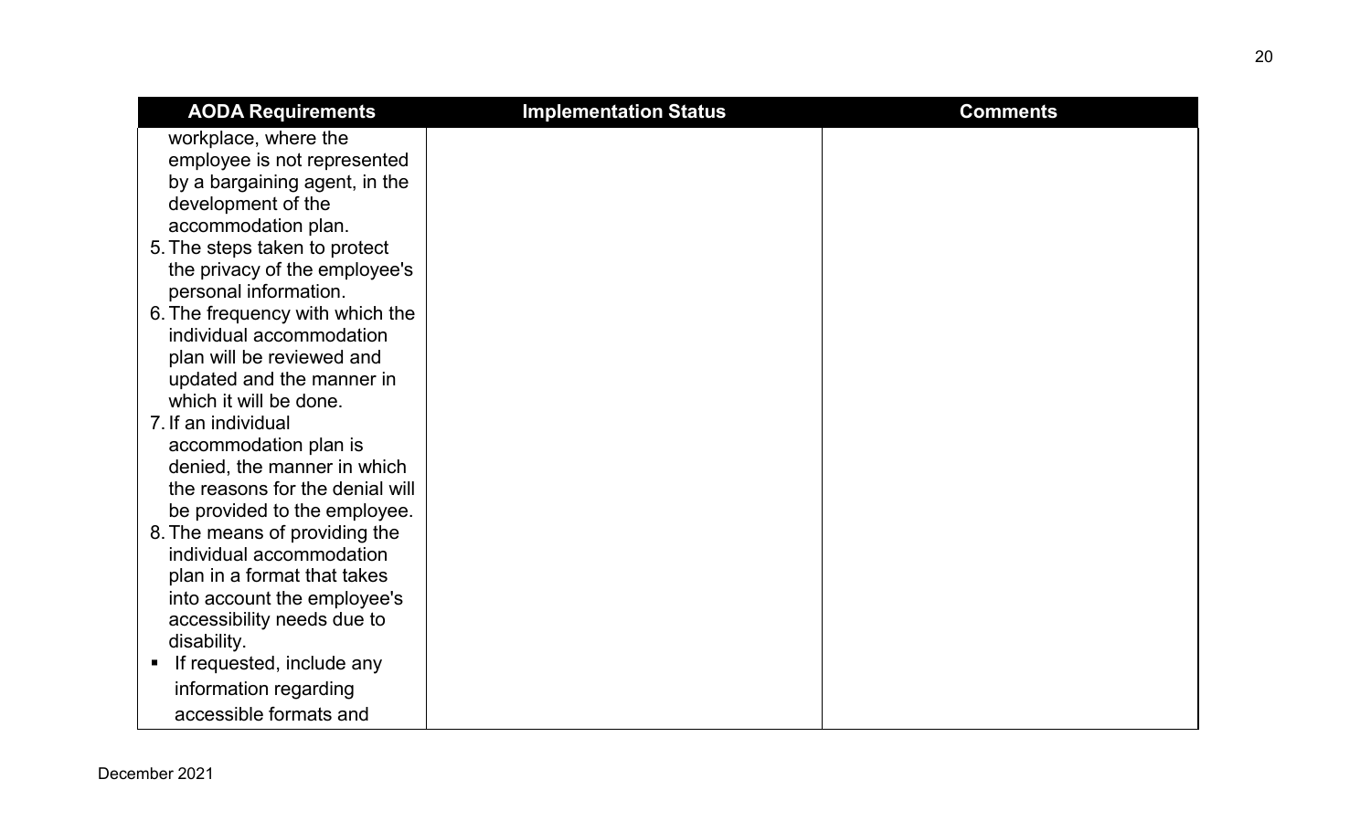| AODA Requirements | Implementation Status | Comments |
|---|---|---|
| workplace, where the employee is not represented by a bargaining agent, in the development of the accommodation plan.<br>5. The steps taken to protect the privacy of the employee's personal information.<br>6. The frequency with which the individual accommodation plan will be reviewed and updated and the manner in which it will be done.<br>7. If an individual accommodation plan is denied, the manner in which the reasons for the denial will be provided to the employee.<br>8. The means of providing the individual accommodation plan in a format that takes into account the employee's accessibility needs due to disability.<br>▪ If requested, include any information regarding accessible formats and | | |

December 2021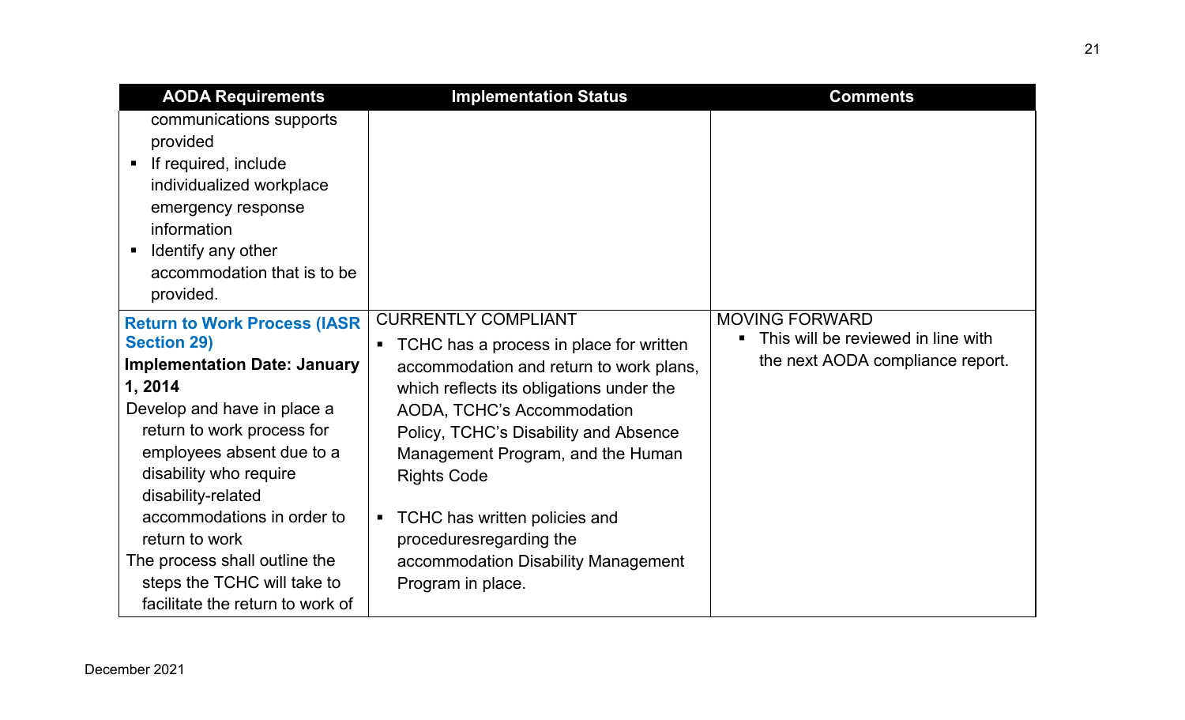| AODA Requirements | Implementation Status | Comments |
|---|---|---|
| communications supports provided<br>▪ If required, include individualized workplace emergency response information<br>▪ Identify any other accommodation that is to be provided. | | |
| **Return to Work Process (IASR Section 29)**<br>**Implementation Date: January 1, 2014**<br>Develop and have in place a return to work process for employees absent due to a disability who require disability-related accommodations in order to return to work<br>The process shall outline the steps the TCHC will take to facilitate the return to work of | CURRENTLY COMPLIANT<br>▪ TCHC has a process in place for written accommodation and return to work plans, which reflects its obligations under the AODA, TCHC's Accommodation Policy, TCHC's Disability and Absence Management Program, and the Human Rights Code<br>▪ TCHC has written policies and proceduresregarding the accommodation Disability Management Program in place. | MOVING FORWARD<br>▪ This will be reviewed in line with the next AODA compliance report. |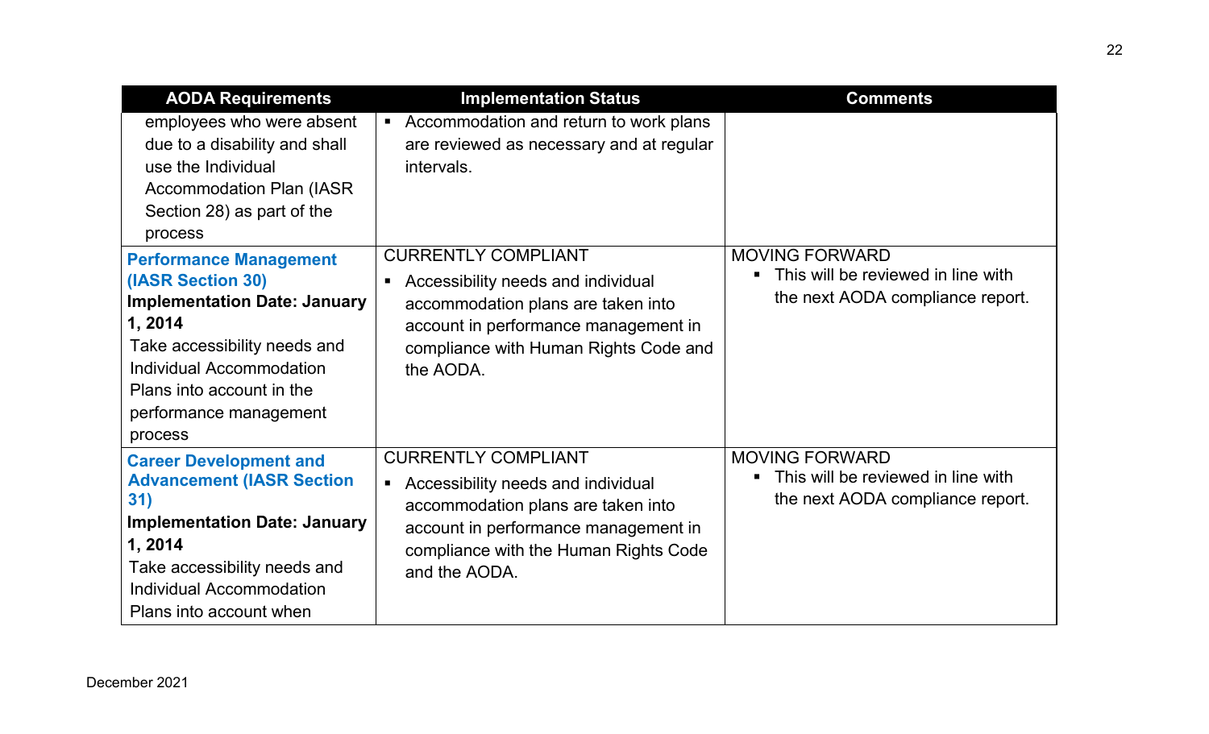| AODA Requirements | Implementation Status | Comments |
|---|---|---|
| employees who were absent due to a disability and shall use the Individual Accommodation Plan (IASR Section 28) as part of the process | ▪ Accommodation and return to work plans are reviewed as necessary and at regular intervals. | |
| **Performance Management (IASR Section 30)**<br>**Implementation Date: January 1, 2014**<br>Take accessibility needs and Individual Accommodation Plans into account in the performance management process | CURRENTLY COMPLIANT<br>▪ Accessibility needs and individual accommodation plans are taken into account in performance management in compliance with Human Rights Code and the AODA. | MOVING FORWARD<br>▪ This will be reviewed in line with the next AODA compliance report. |
| **Career Development and Advancement (IASR Section 31)**<br>**Implementation Date: January 1, 2014**<br>Take accessibility needs and Individual Accommodation Plans into account when | CURRENTLY COMPLIANT<br>▪ Accessibility needs and individual accommodation plans are taken into account in performance management in compliance with the Human Rights Code and the AODA. | MOVING FORWARD<br>▪ This will be reviewed in line with the next AODA compliance report. |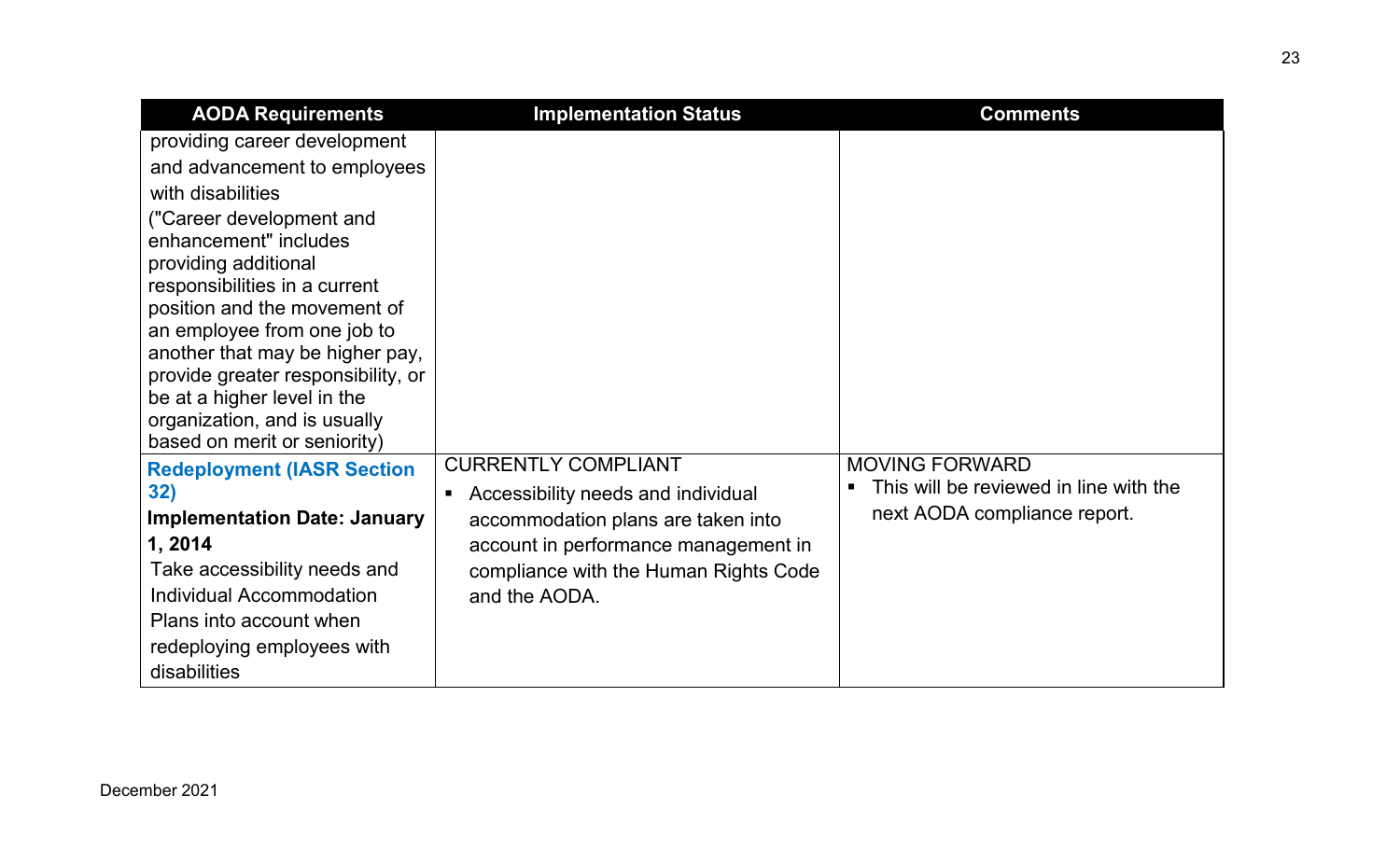| AODA Requirements | Implementation Status | Comments |
|---|---|---|
| providing career development and advancement to employees with disabilities ("Career development and enhancement" includes providing additional responsibilities in a current position and the movement of an employee from one job to another that may be higher pay, provide greater responsibility, or be at a higher level in the organization, and is usually based on merit or seniority) | | |
| **Redeployment (IASR Section 32)** **Implementation Date: January 1, 2014** Take accessibility needs and Individual Accommodation Plans into account when redeploying employees with disabilities | CURRENTLY COMPLIANT<br>▪ Accessibility needs and individual accommodation plans are taken into account in performance management in compliance with the Human Rights Code and the AODA. | MOVING FORWARD<br>▪ This will be reviewed in line with the next AODA compliance report. |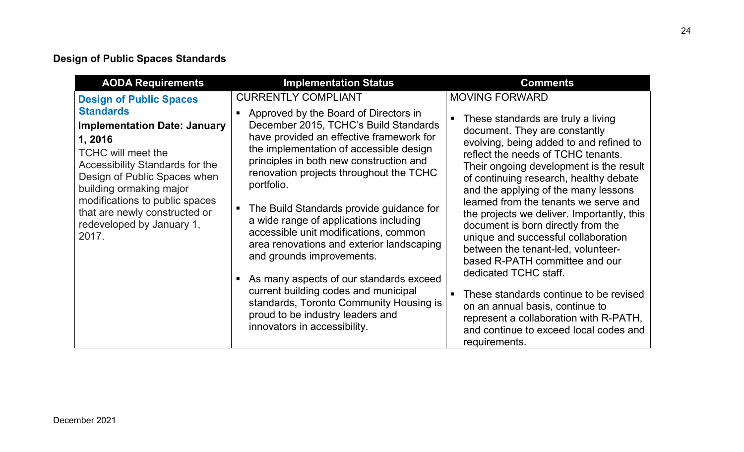**Design of Public Spaces Standards**

| AODA Requirements | Implementation Status | Comments |
| --- | --- | --- |
| **Design of Public Spaces Standards**<br>**Implementation Date: January 1, 2016**<br>TCHC will meet the Accessibility Standards for the Design of Public Spaces when building ormaking major modifications to public spaces that are newly constructed or redeveloped by January 1, 2017. | CURRENTLY COMPLIANT<br>▪ Approved by the Board of Directors in December 2015, TCHC's Build Standards have provided an effective framework for the implementation of accessible design principles in both new construction and renovation projects throughout the TCHC portfolio.<br>▪ The Build Standards provide guidance for a wide range of applications including accessible unit modifications, common area renovations and exterior landscaping and grounds improvements.<br>▪ As many aspects of our standards exceed current building codes and municipal standards, Toronto Community Housing is proud to be industry leaders and innovators in accessibility. | MOVING FORWARD<br>▪ These standards are truly a living document. They are constantly evolving, being added to and refined to reflect the needs of TCHC tenants. Their ongoing development is the result of continuing research, healthy debate and the applying of the many lessons learned from the tenants we serve and the projects we deliver. Importantly, this document is born directly from the unique and successful collaboration between the tenant-led, volunteer-based R-PATH committee and our dedicated TCHC staff.<br>▪ These standards continue to be revised on an annual basis, continue to represent a collaboration with R-PATH, and continue to exceed local codes and requirements. |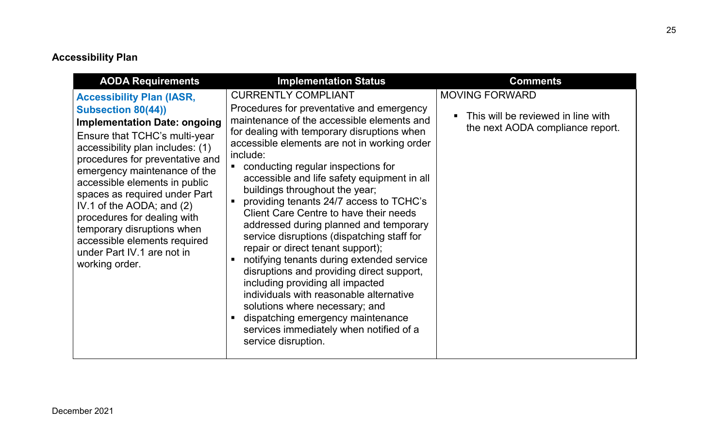**Accessibility Plan**

| AODA Requirements | Implementation Status | Comments |
|---|---|---|
| **Accessibility Plan (IASR, Subsection 80(44))**<br>**Implementation Date: ongoing**<br>Ensure that TCHC's multi-year accessibility plan includes: (1) procedures for preventative and emergency maintenance of the accessible elements in public spaces as required under Part IV.1 of the AODA; and (2) procedures for dealing with temporary disruptions when accessible elements required under Part IV.1 are not in working order. | CURRENTLY COMPLIANT<br>Procedures for preventative and emergency maintenance of the accessible elements and for dealing with temporary disruptions when accessible elements are not in working order include:<br>▪ conducting regular inspections for accessible and life safety equipment in all buildings throughout the year;<br>▪ providing tenants 24/7 access to TCHC's Client Care Centre to have their needs addressed during planned and temporary service disruptions (dispatching staff for repair or direct tenant support);<br>▪ notifying tenants during extended service disruptions and providing direct support, including providing all impacted individuals with reasonable alternative solutions where necessary; and<br>▪ dispatching emergency maintenance services immediately when notified of a service disruption. | MOVING FORWARD<br>▪ This will be reviewed in line with the next AODA compliance report. |

December 2021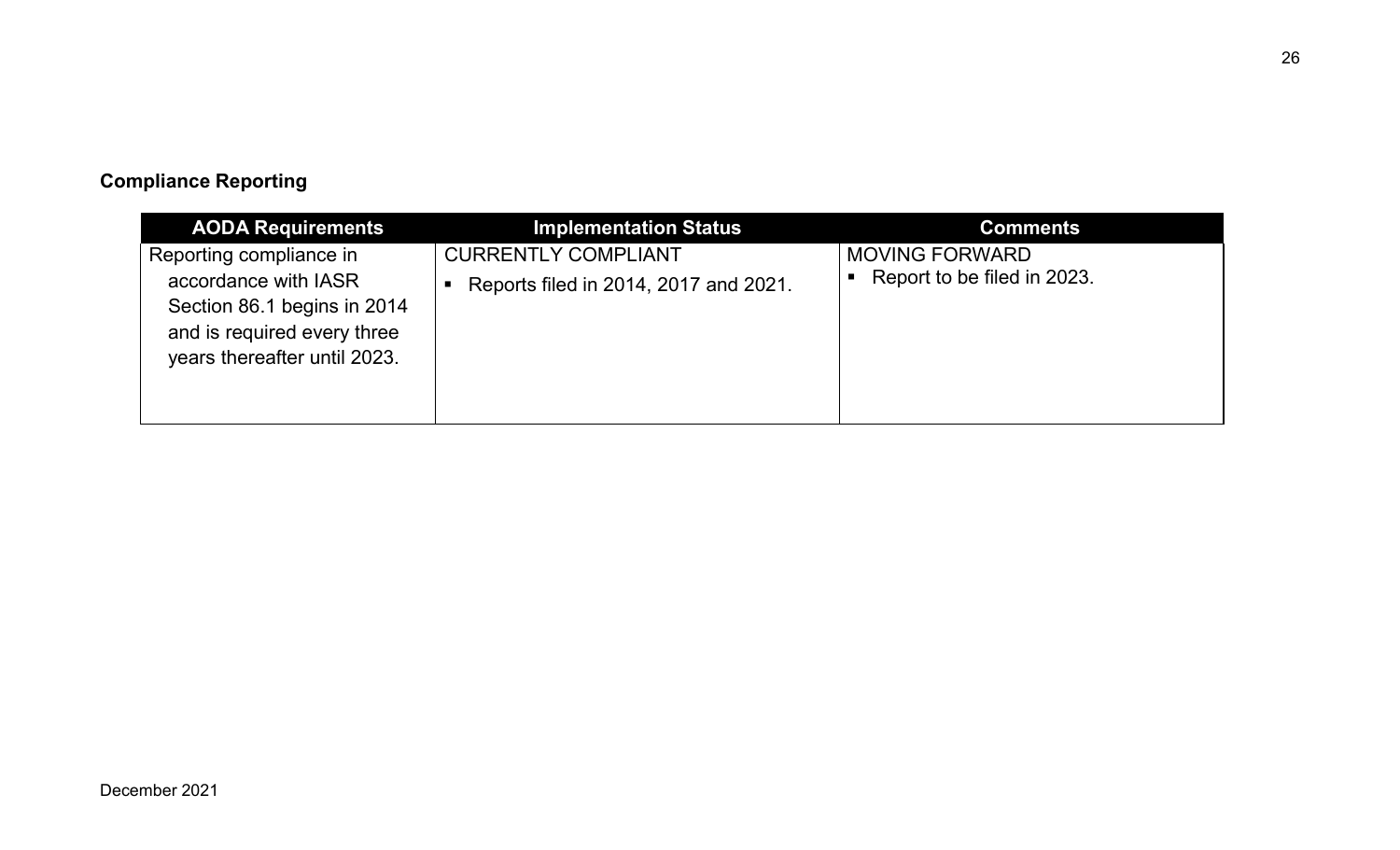**Compliance Reporting**

| AODA Requirements | Implementation Status | Comments |
|---|---|---|
| Reporting compliance in accordance with IASR Section 86.1 begins in 2014 and is required every three years thereafter until 2023. | CURRENTLY COMPLIANT<br>▪ Reports filed in 2014, 2017 and 2021. | MOVING FORWARD<br>▪ Report to be filed in 2023. |

December 2021